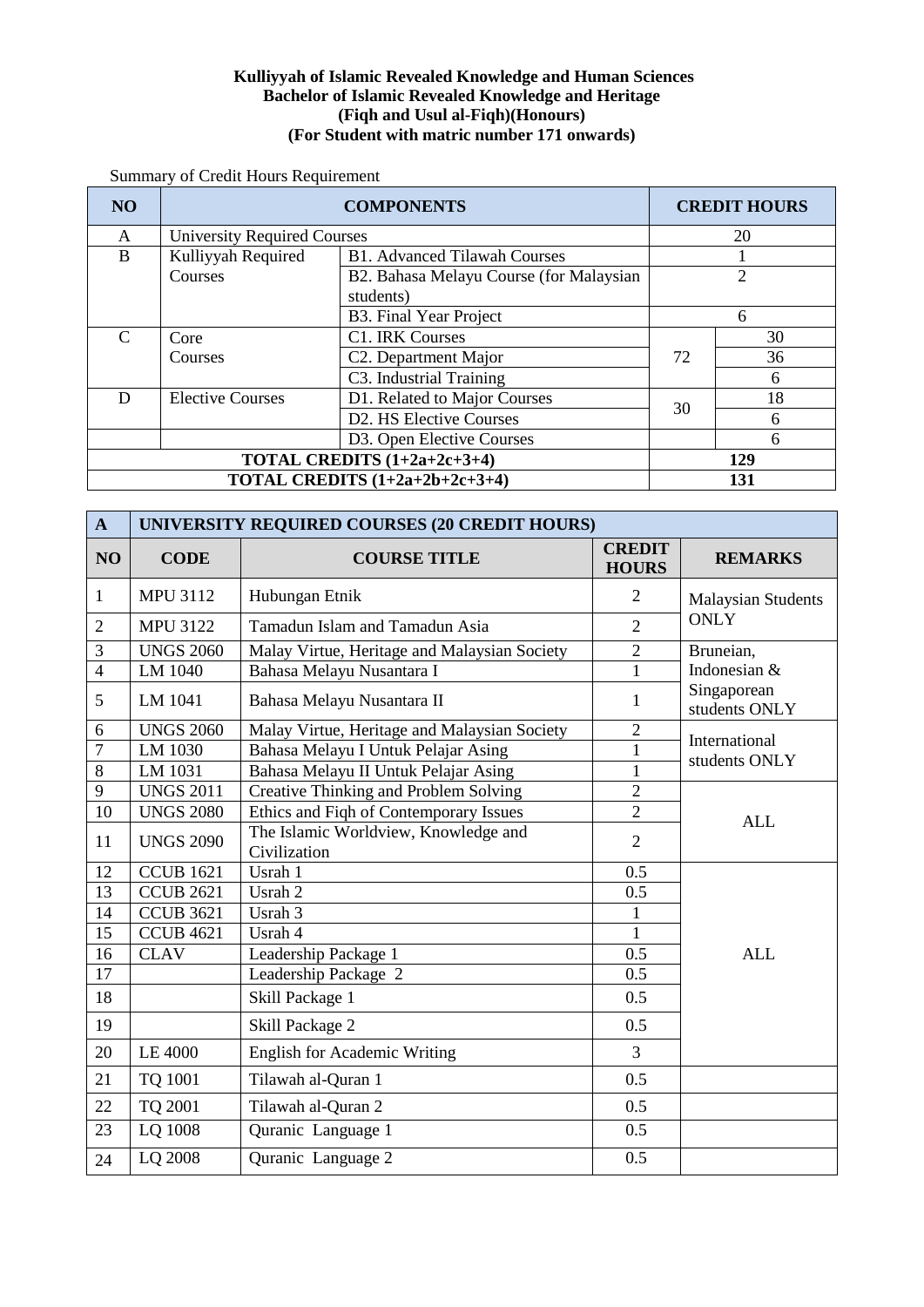**Kulliyyah of Islamic Revealed Knowledge and Human Sciences**
**Bachelor of Islamic Revealed Knowledge and Heritage**
**(Fiqh and Usul al-Fiqh)(Honours)**
**(For Student with matric number 171 onwards)**

Summary of Credit Hours Requirement

| NO | COMPONENTS | | CREDIT HOURS | |
|---|---|---|---|---|
| A | University Required Courses | | 20 | |
| B | Kulliyyah Required Courses | B1. Advanced Tilawah Courses | 1 | |
| | | B2. Bahasa Melayu Course (for Malaysian students) | 2 | |
| | | B3. Final Year Project | 6 | |
| C | Core Courses | C1. IRK Courses | 72 | 30 |
| | | C2. Department Major | | 36 |
| | | C3. Industrial Training | | 6 |
| D | Elective Courses | D1. Related to Major Courses | 30 | 18 |
| | | D2. HS Elective Courses | | 6 |
| | | D3. Open Elective Courses | | 6 |
| **TOTAL CREDITS (1+2a+2c+3+4)** | | | **129** | |
| **TOTAL CREDITS (1+2a+2b+2c+3+4)** | | | **131** | |

| A | UNIVERSITY REQUIRED COURSES (20 CREDIT HOURS) | | | |
|---|---|---|---|---|
| **NO** | **CODE** | **COURSE TITLE** | **CREDIT HOURS** | **REMARKS** |
| 1 | MPU 3112 | Hubungan Etnik | 2 | Malaysian Students ONLY |
| 2 | MPU 3122 | Tamadun Islam and Tamadun Asia | 2 | |
| 3 | UNGS 2060 | Malay Virtue, Heritage and Malaysian Society | 2 | Bruneian, Indonesian & Singaporean students ONLY |
| 4 | LM 1040 | Bahasa Melayu Nusantara I | 1 | |
| 5 | LM 1041 | Bahasa Melayu Nusantara II | 1 | |
| 6 | UNGS 2060 | Malay Virtue, Heritage and Malaysian Society | 2 | International students ONLY |
| 7 | LM 1030 | Bahasa Melayu I Untuk Pelajar Asing | 1 | |
| 8 | LM 1031 | Bahasa Melayu II Untuk Pelajar Asing | 1 | |
| 9 | UNGS 2011 | Creative Thinking and Problem Solving | 2 | ALL |
| 10 | UNGS 2080 | Ethics and Fiqh of Contemporary Issues | 2 | |
| 11 | UNGS 2090 | The Islamic Worldview, Knowledge and Civilization | 2 | |
| 12 | CCUB 1621 | Usrah 1 | 0.5 | ALL |
| 13 | CCUB 2621 | Usrah 2 | 0.5 | |
| 14 | CCUB 3621 | Usrah 3 | 1 | |
| 15 | CCUB 4621 | Usrah 4 | 1 | |
| 16 | CLAV | Leadership Package 1 | 0.5 | |
| 17 | | Leadership Package 2 | 0.5 | |
| 18 | | Skill Package 1 | 0.5 | |
| 19 | | Skill Package 2 | 0.5 | |
| 20 | LE 4000 | English for Academic Writing | 3 | |
| 21 | TQ 1001 | Tilawah al-Quran 1 | 0.5 | |
| 22 | TQ 2001 | Tilawah al-Quran 2 | 0.5 | |
| 23 | LQ 1008 | Quranic Language 1 | 0.5 | |
| 24 | LQ 2008 | Quranic Language 2 | 0.5 | |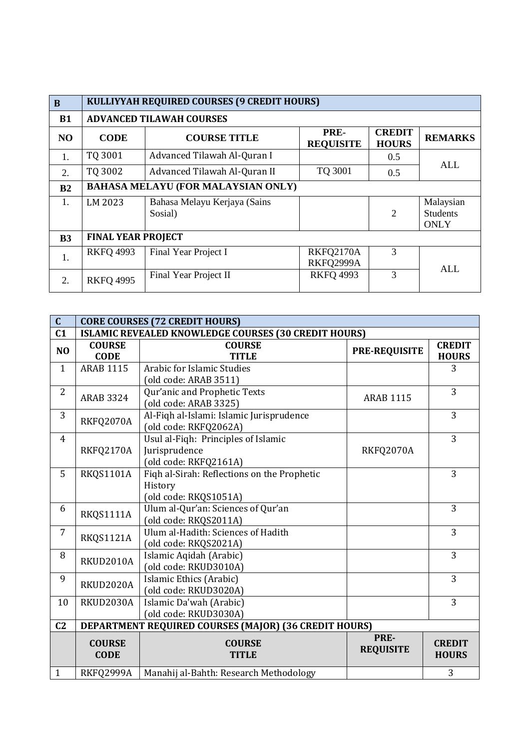| B | KULLIYYAH REQUIRED COURSES (9 CREDIT HOURS) | | | | |
|---|---|---|---|---|---|
| **B1** | **ADVANCED TILAWAH COURSES** | | | | |
| **NO** | **CODE** | **COURSE TITLE** | **PRE-REQUISITE** | **CREDIT HOURS** | **REMARKS** |
| 1. | TQ 3001 | Advanced Tilawah Al-Quran I | | 0.5 | ALL |
| 2. | TQ 3002 | Advanced Tilawah Al-Quran II | TQ 3001 | 0.5 | |
| **B2** | **BAHASA MELAYU (FOR MALAYSIAN ONLY)** | | | | |
| 1. | LM 2023 | Bahasa Melayu Kerjaya (Sains Sosial) | | 2 | Malaysian Students ONLY |
| **B3** | **FINAL YEAR PROJECT** | | | | |
| 1. | RKFQ 4993 | Final Year Project I | RKFQ2170A RKFQ2999A | 3 | ALL |
| 2. | RKFQ 4995 | Final Year Project II | RKFQ 4993 | 3 | |

| C | CORE COURSES (72 CREDIT HOURS) | | | |
|---|---|---|---|---|
| **C1** | **ISLAMIC REVEALED KNOWLEDGE COURSES (30 CREDIT HOURS)** | | | |
| **NO** | **COURSE CODE** | **COURSE TITLE** | **PRE-REQUISITE** | **CREDIT HOURS** |
| 1 | ARAB 1115 | Arabic for Islamic Studies (old code: ARAB 3511) | | 3 |
| 2 | ARAB 3324 | Qur'anic and Prophetic Texts (old code: ARAB 3325) | ARAB 1115 | 3 |
| 3 | RKFQ2070A | Al-Fiqh al-Islami: Islamic Jurisprudence (old code: RKFQ2062A) | | 3 |
| 4 | RKFQ2170A | Usul al-Fiqh: Principles of Islamic Jurisprudence (old code: RKFQ2161A) | RKFQ2070A | 3 |
| 5 | RKQS1101A | Fiqh al-Sirah: Reflections on the Prophetic History (old code: RKQS1051A) | | 3 |
| 6 | RKQS1111A | Ulum al-Qur'an: Sciences of Qur'an (old code: RKQS2011A) | | 3 |
| 7 | RKQS1121A | Ulum al-Hadith: Sciences of Hadith (old code: RKQS2021A) | | 3 |
| 8 | RKUD2010A | Islamic Aqidah (Arabic) (old code: RKUD3010A) | | 3 |
| 9 | RKUD2020A | Islamic Ethics (Arabic) (old code: RKUD3020A) | | 3 |
| 10 | RKUD2030A | Islamic Da'wah (Arabic) (old code: RKUD3030A) | | 3 |
| **C2** | **DEPARTMENT REQUIRED COURSES (MAJOR) (36 CREDIT HOURS)** | | | |
| | **COURSE CODE** | **COURSE TITLE** | **PRE-REQUISITE** | **CREDIT HOURS** |
| 1 | RKFQ2999A | Manahij al-Bahth: Research Methodology | | 3 |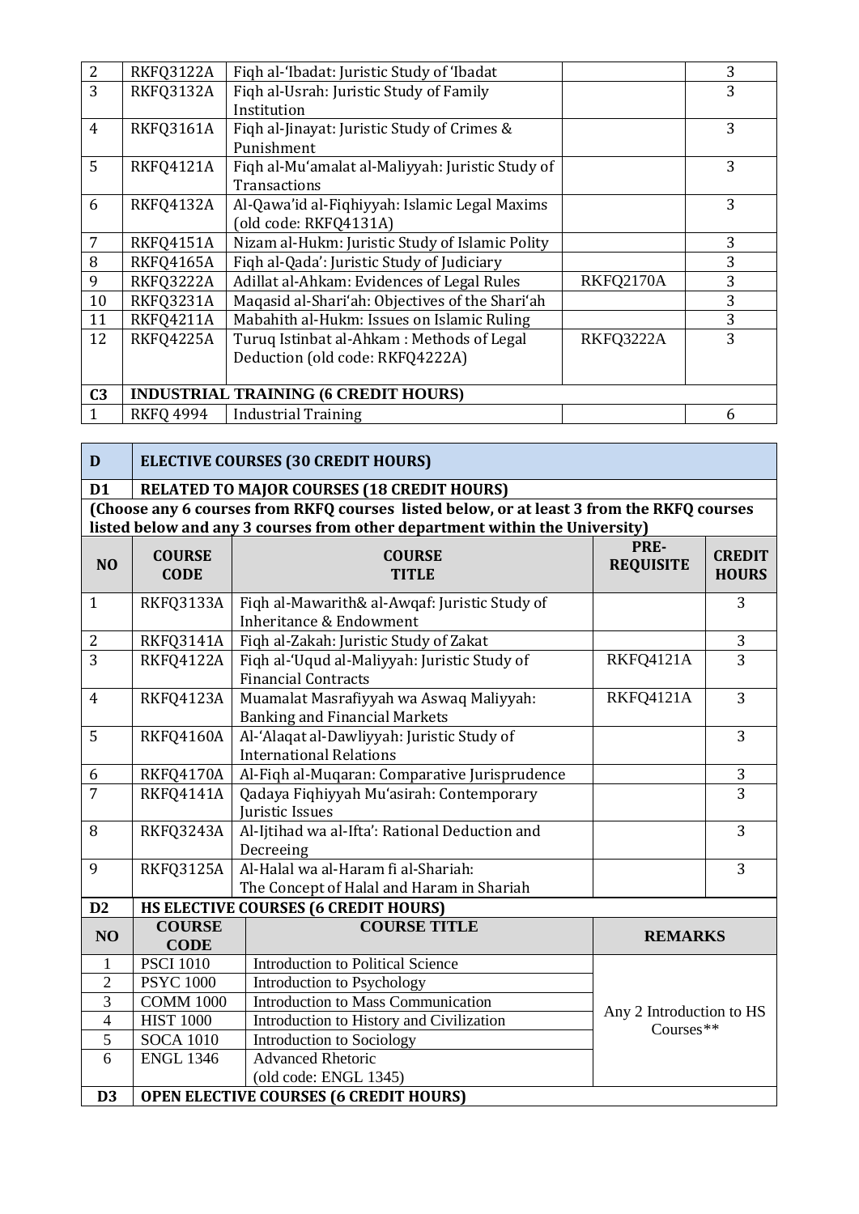| | | | | |
|---|---|---|---|---|
| 2 | RKFQ3122A | Fiqh al-'Ibadat: Juristic Study of 'Ibadat | | 3 |
| 3 | RKFQ3132A | Fiqh al-Usrah: Juristic Study of Family Institution | | 3 |
| 4 | RKFQ3161A | Fiqh al-Jinayat: Juristic Study of Crimes & Punishment | | 3 |
| 5 | RKFQ4121A | Fiqh al-Mu'amalat al-Maliyyah: Juristic Study of Transactions | | 3 |
| 6 | RKFQ4132A | Al-Qawa'id al-Fiqhiyyah: Islamic Legal Maxims (old code: RKFQ4131A) | | 3 |
| 7 | RKFQ4151A | Nizam al-Hukm: Juristic Study of Islamic Polity | | 3 |
| 8 | RKFQ4165A | Fiqh al-Qada': Juristic Study of Judiciary | | 3 |
| 9 | RKFQ3222A | Adillat al-Ahkam: Evidences of Legal Rules | RKFQ2170A | 3 |
| 10 | RKFQ3231A | Maqasid al-Shari'ah: Objectives of the Shari'ah | | 3 |
| 11 | RKFQ4211A | Mabahith al-Hukm: Issues on Islamic Ruling | | 3 |
| 12 | RKFQ4225A | Turuq Istinbat al-Ahkam : Methods of Legal Deduction (old code: RKFQ4222A) | RKFQ3222A | 3 |
| **C3** | **INDUSTRIAL TRAINING (6 CREDIT HOURS)** | | | |
| 1 | RKFQ 4994 | Industrial Training | | 6 |

| **D** | **ELECTIVE COURSES (30 CREDIT HOURS)** | | | |
|---|---|---|---|---|
| **D1** | **RELATED TO MAJOR COURSES (18 CREDIT HOURS)** | | | |
| **(Choose any 6 courses from RKFQ courses listed below, or at least 3 from the RKFQ courses listed below and any 3 courses from other department within the University)** | | | | |
| **NO** | **COURSE CODE** | **COURSE TITLE** | **PRE-REQUISITE** | **CREDIT HOURS** |
| 1 | RKFQ3133A | Fiqh al-Mawarith& al-Awqaf: Juristic Study of Inheritance & Endowment | | 3 |
| 2 | RKFQ3141A | Fiqh al-Zakah: Juristic Study of Zakat | | 3 |
| 3 | RKFQ4122A | Fiqh al-'Uqud al-Maliyyah: Juristic Study of Financial Contracts | RKFQ4121A | 3 |
| 4 | RKFQ4123A | Muamalat Masrafiyyah wa Aswaq Maliyyah: Banking and Financial Markets | RKFQ4121A | 3 |
| 5 | RKFQ4160A | Al-'Alaqat al-Dawliyyah: Juristic Study of International Relations | | 3 |
| 6 | RKFQ4170A | Al-Fiqh al-Muqaran: Comparative Jurisprudence | | 3 |
| 7 | RKFQ4141A | Qadaya Fiqhiyyah Mu'asirah: Contemporary Juristic Issues | | 3 |
| 8 | RKFQ3243A | Al-Ijtihad wa al-Ifta': Rational Deduction and Decreeing | | 3 |
| 9 | RKFQ3125A | Al-Halal wa al-Haram fi al-Shariah: The Concept of Halal and Haram in Shariah | | 3 |

| **D2** | **HS ELECTIVE COURSES (6 CREDIT HOURS)** | | |
|---|---|---|---|
| **NO** | **COURSE CODE** | **COURSE TITLE** | **REMARKS** |
| 1 | PSCI 1010 | Introduction to Political Science | Any 2 Introduction to HS Courses** |
| 2 | PSYC 1000 | Introduction to Psychology | |
| 3 | COMM 1000 | Introduction to Mass Communication | |
| 4 | HIST 1000 | Introduction to History and Civilization | |
| 5 | SOCA 1010 | Introduction to Sociology | |
| 6 | ENGL 1346 | Advanced Rhetoric (old code: ENGL 1345) | |
| **D3** | **OPEN ELECTIVE COURSES (6 CREDIT HOURS)** | | |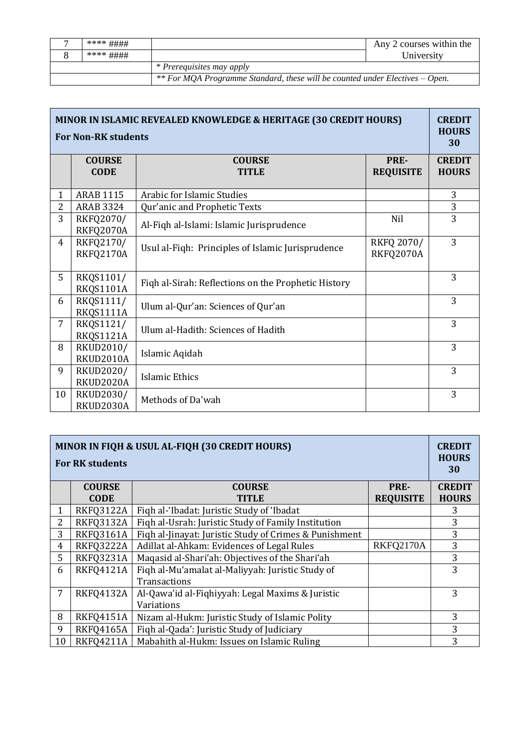| | | | |
|---|---|---|---|
| 7 | **** #### | | Any 2 courses within the University |
| 8 | **** #### | | |
| | | *\* Prerequisites may apply* | |
| | | *\*\* For MQA Programme Standard, these will be counted under Electives – Open.* | |

| **MINOR IN ISLAMIC REVEALED KNOWLEDGE & HERITAGE (30 CREDIT HOURS)** **For Non-RK students** | | | | **CREDIT HOURS 30** |
|---|---|---|---|---|
| | **COURSE CODE** | **COURSE TITLE** | **PRE-REQUISITE** | **CREDIT HOURS** |
| 1 | ARAB 1115 | Arabic for Islamic Studies | | 3 |
| 2 | ARAB 3324 | Qur'anic and Prophetic Texts | | 3 |
| 3 | RKFQ2070/ RKFQ2070A | Al-Fiqh al-Islami: Islamic Jurisprudence | Nil | 3 |
| 4 | RKFQ2170/ RKFQ2170A | Usul al-Fiqh: Principles of Islamic Jurisprudence | RKFQ 2070/ RKFQ2070A | 3 |
| 5 | RKQS1101/ RKQS1101A | Fiqh al-Sirah: Reflections on the Prophetic History | | 3 |
| 6 | RKQS1111/ RKQS1111A | Ulum al-Qur'an: Sciences of Qur'an | | 3 |
| 7 | RKQS1121/ RKQS1121A | Ulum al-Hadith: Sciences of Hadith | | 3 |
| 8 | RKUD2010/ RKUD2010A | Islamic Aqidah | | 3 |
| 9 | RKUD2020/ RKUD2020A | Islamic Ethics | | 3 |
| 10 | RKUD2030/ RKUD2030A | Methods of Da'wah | | 3 |

| **MINOR IN FIQH & USUL AL-FIQH (30 CREDIT HOURS)** **For RK students** | | | | **CREDIT HOURS 30** |
|---|---|---|---|---|
| | **COURSE CODE** | **COURSE TITLE** | **PRE-REQUISITE** | **CREDIT HOURS** |
| 1 | RKFQ3122A | Fiqh al-'Ibadat: Juristic Study of 'Ibadat | | 3 |
| 2 | RKFQ3132A | Fiqh al-Usrah: Juristic Study of Family Institution | | 3 |
| 3 | RKFQ3161A | Fiqh al-Jinayat: Juristic Study of Crimes & Punishment | | 3 |
| 4 | RKFQ3222A | Adillat al-Ahkam: Evidences of Legal Rules | RKFQ2170A | 3 |
| 5 | RKFQ3231A | Maqasid al-Shari'ah: Objectives of the Shari'ah | | 3 |
| 6 | RKFQ4121A | Fiqh al-Mu'amalat al-Maliyyah: Juristic Study of Transactions | | 3 |
| 7 | RKFQ4132A | Al-Qawa'id al-Fiqhiyyah: Legal Maxims & Juristic Variations | | 3 |
| 8 | RKFQ4151A | Nizam al-Hukm: Juristic Study of Islamic Polity | | 3 |
| 9 | RKFQ4165A | Fiqh al-Qada': Juristic Study of Judiciary | | 3 |
| 10 | RKFQ4211A | Mabahith al-Hukm: Issues on Islamic Ruling | | 3 |